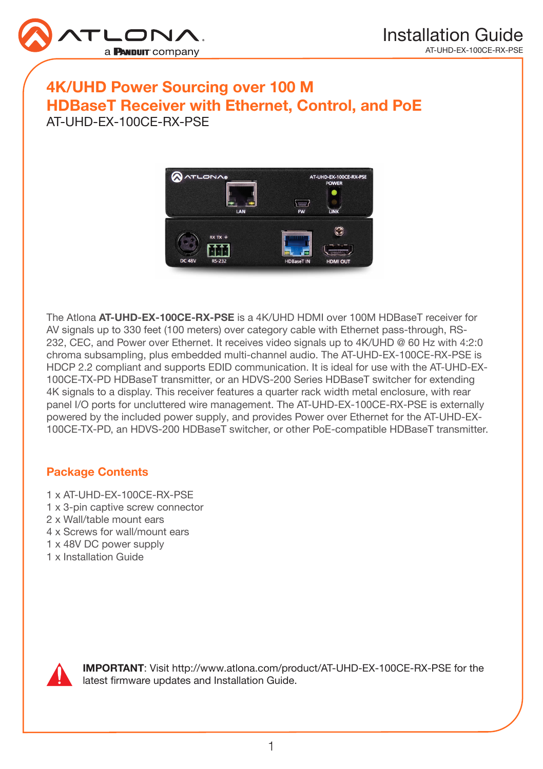# 4K/UHD Power Sourcing over 100 M HDBaseT Receiver with Ethernet, Control, and PoE

AT-UHD-EX-100CE-RX-PSE

The Atlona **AT-UHD-EX-100CE-RX-PSE** is a 4K/UHD HDMI over 100M HDBaseT receiver for AV signals up to 330 feet (100 meters) over category cable with Ethernet pass-through, RS-232, CEC, and Power over Ethernet. It receives video signals up to 4K/UHD @ 60 Hz with 4:2:0 chroma subsampling, plus embedded multi-channel audio. The AT-UHD-EX-100CE-RX-PSE is HDCP 2.2 compliant and supports EDID communication. It is ideal for use with the AT-UHD-EX-100CE-TX-PD HDBaseT transmitter, or an HDVS-200 Series HDBaseT switcher for extending 4K signals to a display. This receiver features a quarter rack width metal enclosure, with rear panel I/O ports for uncluttered wire management. The AT-UHD-EX-100CE-RX-PSE is externally powered by the included power supply, and provides Power over Ethernet for the AT-UHD-EX-100CE-TX-PD, an HDVS-200 HDBaseT switcher, or other PoE-compatible HDBaseT transmitter.

## Package Contents

1 x AT-UHD-EX-100CE-RX-PSE
1 x 3-pin captive screw connector
2 x Wall/table mount ears
4 x Screws for wall/mount ears
1 x 48V DC power supply
1 x Installation Guide

**IMPORTANT**: Visit http://www.atlona.com/product/AT-UHD-EX-100CE-RX-PSE for the latest firmware updates and Installation Guide.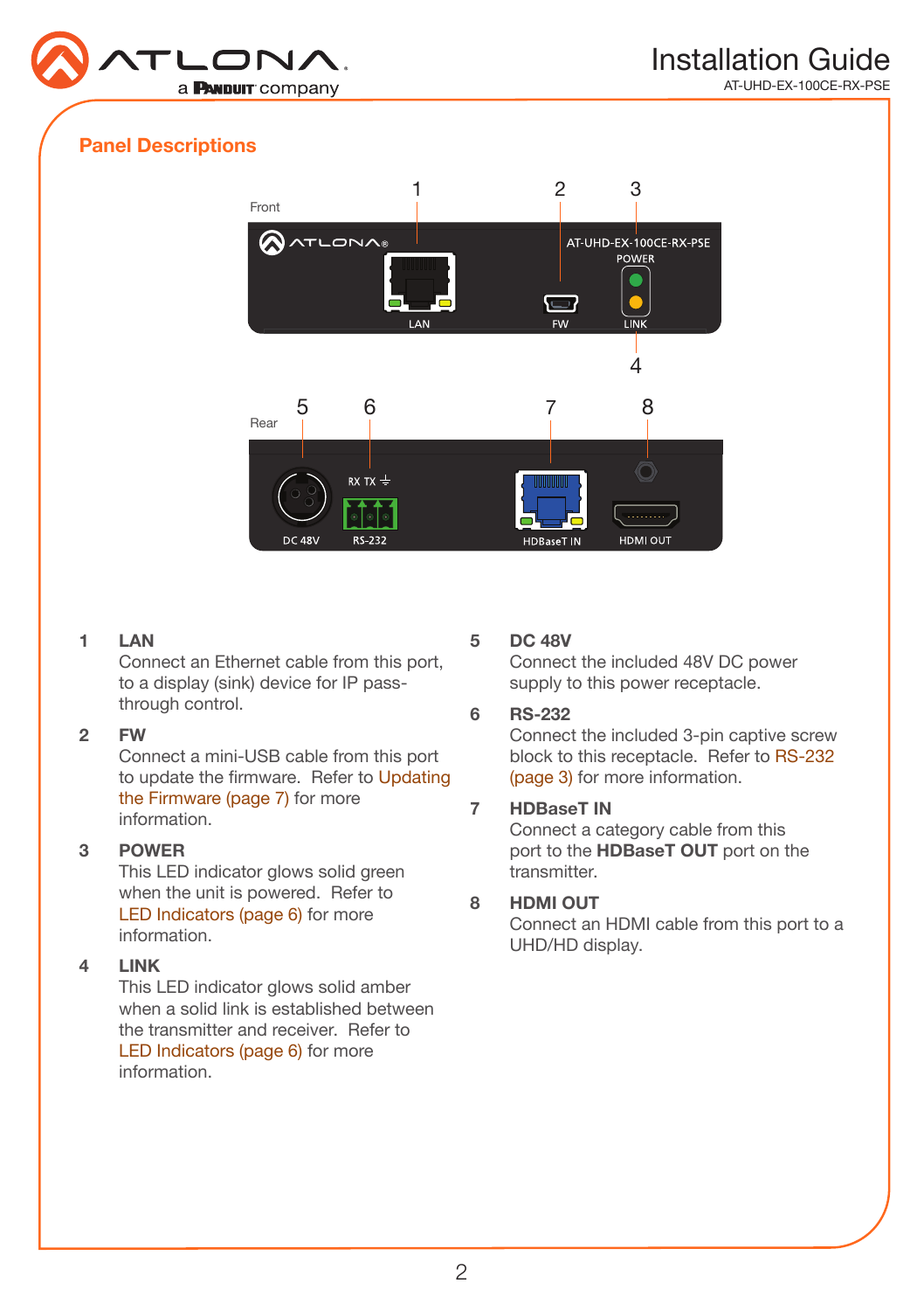## Panel Descriptions

Front

Rear

**1 LAN**
Connect an Ethernet cable from this port, to a display (sink) device for IP pass-through control.

**2 FW**
Connect a mini-USB cable from this port to update the firmware. Refer to Updating the Firmware (page 7) for more information.

**3 POWER**
This LED indicator glows solid green when the unit is powered. Refer to LED Indicators (page 6) for more information.

**4 LINK**
This LED indicator glows solid amber when a solid link is established between the transmitter and receiver. Refer to LED Indicators (page 6) for more information.

**5 DC 48V**
Connect the included 48V DC power supply to this power receptacle.

**6 RS-232**
Connect the included 3-pin captive screw block to this receptacle. Refer to RS-232 (page 3) for more information.

**7 HDBaseT IN**
Connect a category cable from this port to the **HDBaseT OUT** port on the transmitter.

**8 HDMI OUT**
Connect an HDMI cable from this port to a UHD/HD display.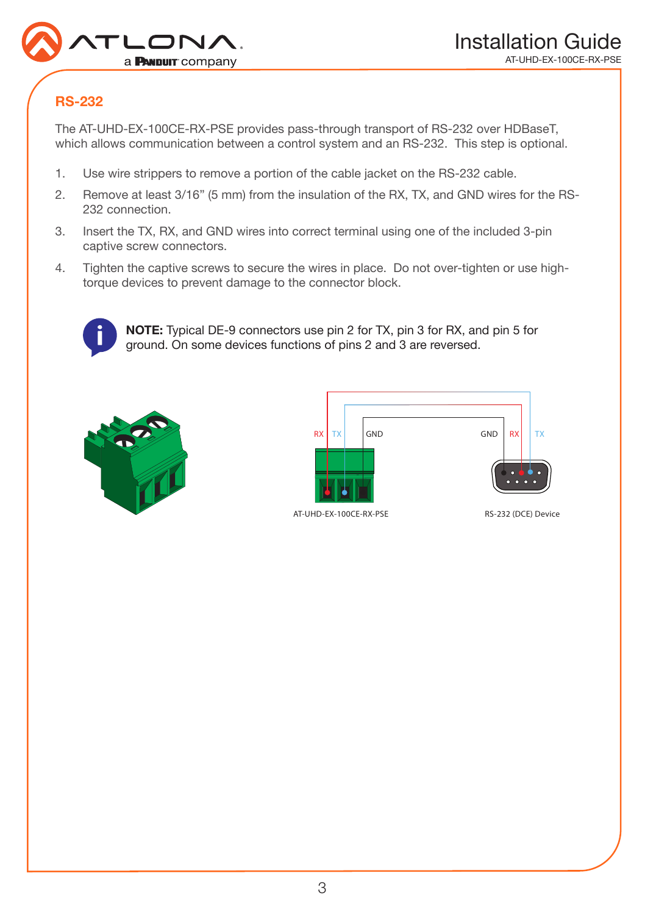## RS-232

The AT-UHD-EX-100CE-RX-PSE provides pass-through transport of RS-232 over HDBaseT, which allows communication between a control system and an RS-232. This step is optional.

1. Use wire strippers to remove a portion of the cable jacket on the RS-232 cable.
2. Remove at least 3/16" (5 mm) from the insulation of the RX, TX, and GND wires for the RS-232 connection.
3. Insert the TX, RX, and GND wires into correct terminal using one of the included 3-pin captive screw connectors.
4. Tighten the captive screws to secure the wires in place. Do not over-tighten or use high-torque devices to prevent damage to the connector block.

**NOTE:** Typical DE-9 connectors use pin 2 for TX, pin 3 for RX, and pin 5 for ground. On some devices functions of pins 2 and 3 are reversed.

RX TX GND GND RX TX

AT-UHD-EX-100CE-RX-PSE

RS-232 (DCE) Device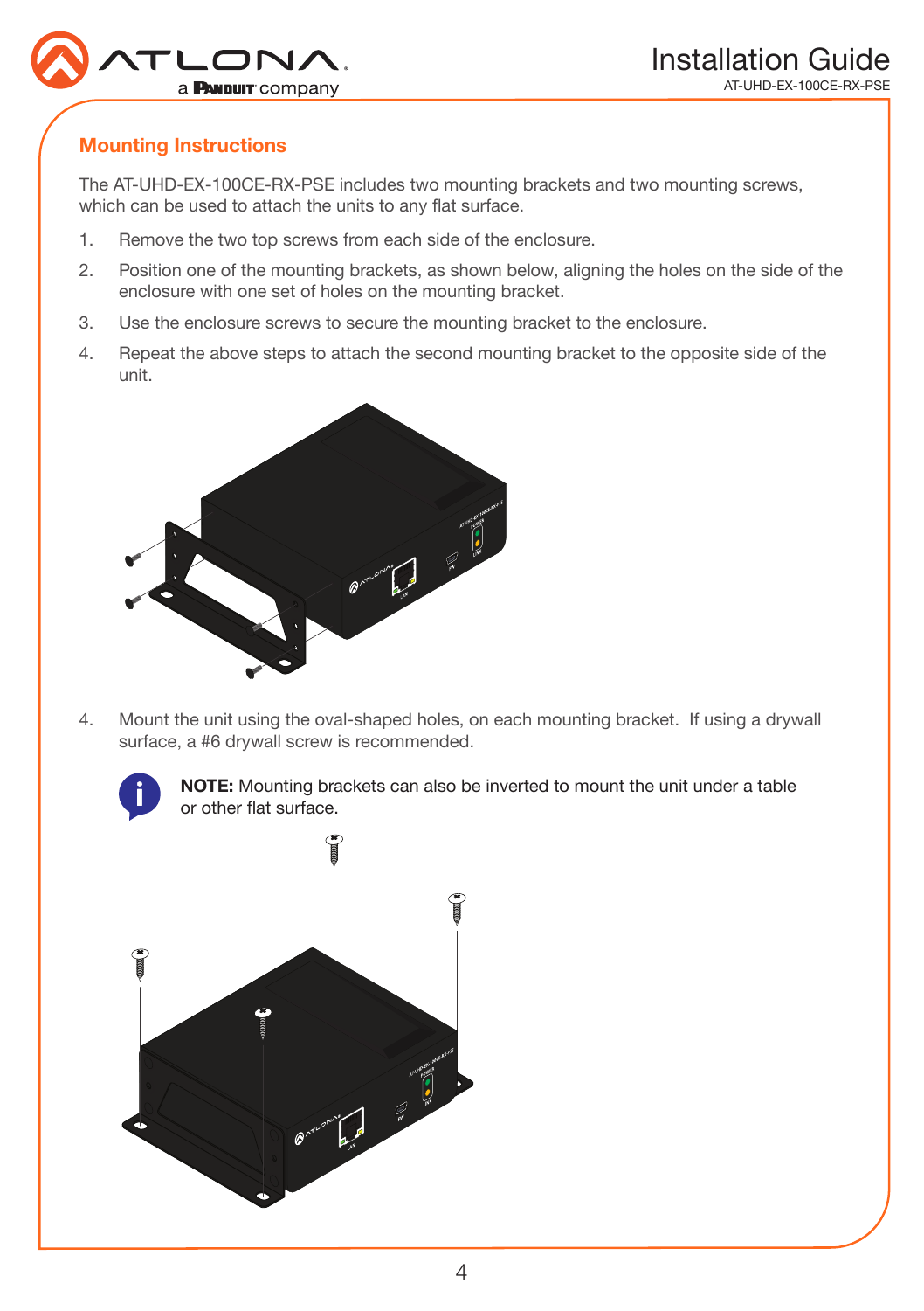## Mounting Instructions

The AT-UHD-EX-100CE-RX-PSE includes two mounting brackets and two mounting screws, which can be used to attach the units to any flat surface.

1. Remove the two top screws from each side of the enclosure.
2. Position one of the mounting brackets, as shown below, aligning the holes on the side of the enclosure with one set of holes on the mounting bracket.
3. Use the enclosure screws to secure the mounting bracket to the enclosure.
4. Repeat the above steps to attach the second mounting bracket to the opposite side of the unit.

4. Mount the unit using the oval-shaped holes, on each mounting bracket. If using a drywall surface, a #6 drywall screw is recommended.

**NOTE:** Mounting brackets can also be inverted to mount the unit under a table or other flat surface.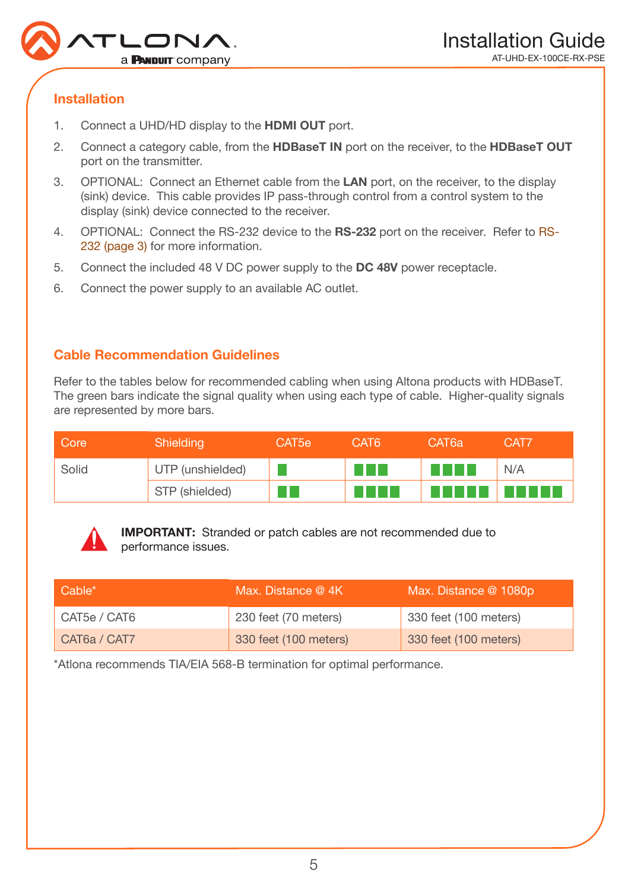## Installation

1. Connect a UHD/HD display to the **HDMI OUT** port.
2. Connect a category cable, from the **HDBaseT IN** port on the receiver, to the **HDBaseT OUT** port on the transmitter.
3. OPTIONAL: Connect an Ethernet cable from the **LAN** port, on the receiver, to the display (sink) device. This cable provides IP pass-through control from a control system to the display (sink) device connected to the receiver.
4. OPTIONAL: Connect the RS-232 device to the **RS-232** port on the receiver. Refer to RS-232 (page 3) for more information.
5. Connect the included 48 V DC power supply to the **DC 48V** power receptacle.
6. Connect the power supply to an available AC outlet.

## Cable Recommendation Guidelines

Refer to the tables below for recommended cabling when using Altona products with HDBaseT. The green bars indicate the signal quality when using each type of cable. Higher-quality signals are represented by more bars.

| Core | Shielding | CAT5e | CAT6 | CAT6a | CAT7 |
|---|---|---|---|---|---|
| Solid | UTP (unshielded) | ■ | ■■■ | ■■■■ | N/A |
| | STP (shielded) | ■■ | ■■■■ | ■■■■■ | ■■■■■ |

**IMPORTANT:** Stranded or patch cables are not recommended due to performance issues.

| Cable* | Max. Distance @ 4K | Max. Distance @ 1080p |
|---|---|---|
| CAT5e / CAT6 | 230 feet (70 meters) | 330 feet (100 meters) |
| CAT6a / CAT7 | 330 feet (100 meters) | 330 feet (100 meters) |

*Atlona recommends TIA/EIA 568-B termination for optimal performance.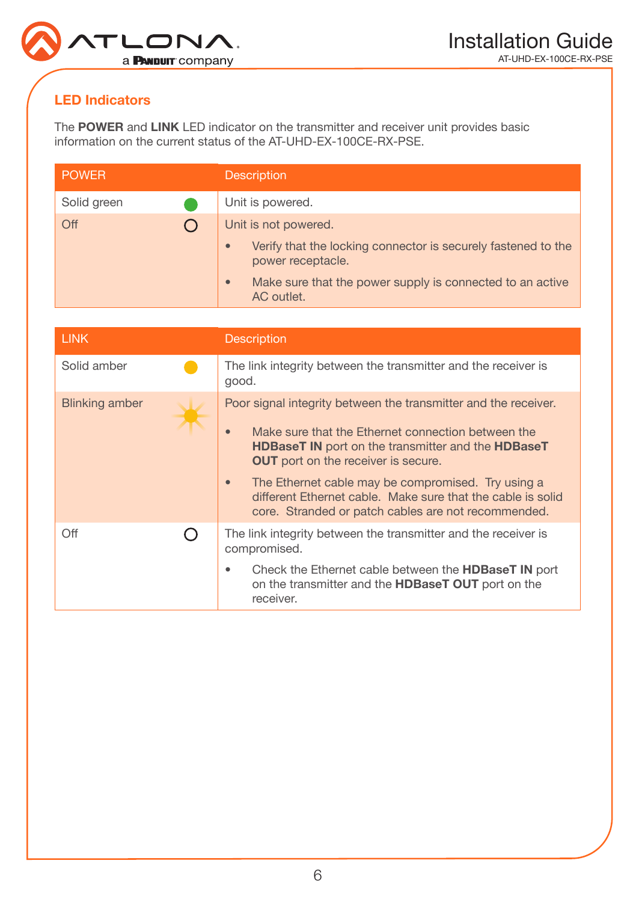## LED Indicators

The **POWER** and **LINK** LED indicator on the transmitter and receiver unit provides basic information on the current status of the AT-UHD-EX-100CE-RX-PSE.

| POWER | Description |
|---|---|
| Solid green | Unit is powered. |
| Off | Unit is not powered.<br>• Verify that the locking connector is securely fastened to the power receptacle.<br>• Make sure that the power supply is connected to an active AC outlet. |

| LINK | Description |
|---|---|
| Solid amber | The link integrity between the transmitter and the receiver is good. |
| Blinking amber | Poor signal integrity between the transmitter and the receiver.<br>• Make sure that the Ethernet connection between the **HDBaseT IN** port on the transmitter and the **HDBaseT OUT** port on the receiver is secure.<br>• The Ethernet cable may be compromised. Try using a different Ethernet cable. Make sure that the cable is solid core. Stranded or patch cables are not recommended. |
| Off | The link integrity between the transmitter and the receiver is compromised.<br>• Check the Ethernet cable between the **HDBaseT IN** port on the transmitter and the **HDBaseT OUT** port on the receiver. |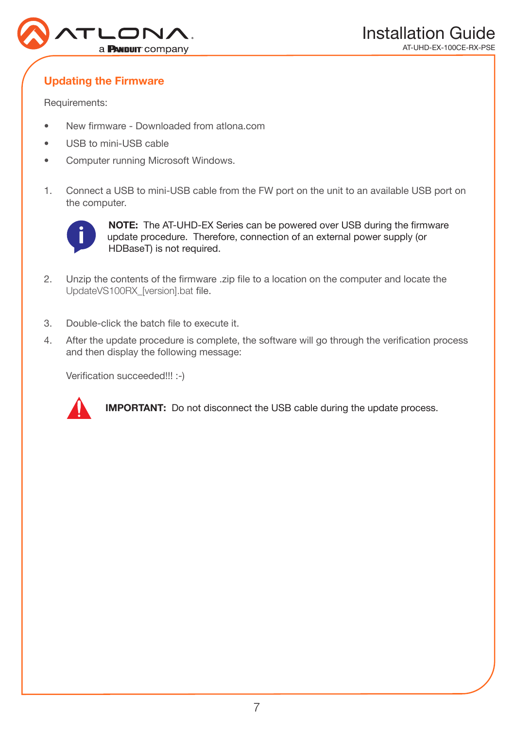## Updating the Firmware

Requirements:

- New firmware - Downloaded from atlona.com
- USB to mini-USB cable
- Computer running Microsoft Windows.

1. Connect a USB to mini-USB cable from the FW port on the unit to an available USB port on the computer.

   **NOTE:** The AT-UHD-EX Series can be powered over USB during the firmware update procedure. Therefore, connection of an external power supply (or HDBaseT) is not required.

2. Unzip the contents of the firmware .zip file to a location on the computer and locate the UpdateVS100RX_[version].bat file.

3. Double-click the batch file to execute it.

4. After the update procedure is complete, the software will go through the verification process and then display the following message:

   Verification succeeded!!! :-)

   **IMPORTANT:** Do not disconnect the USB cable during the update process.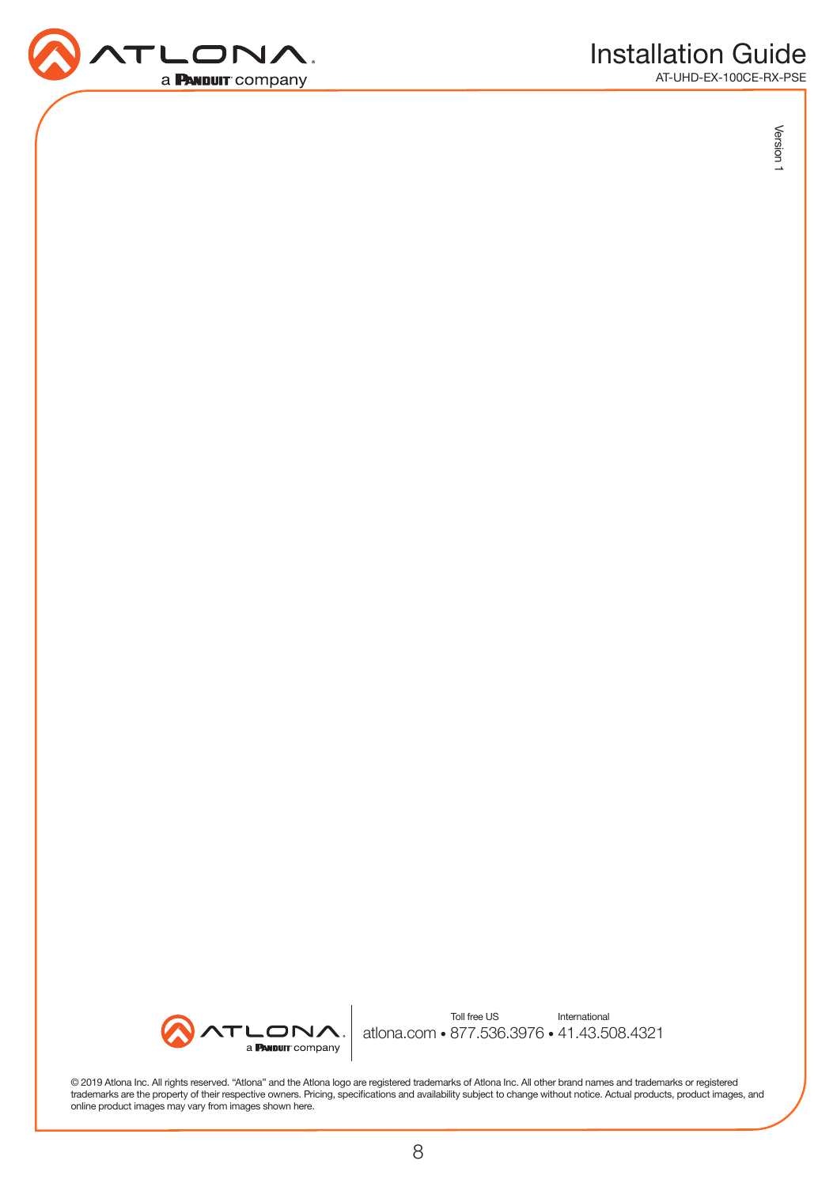Toll free US International

atlona.com • 877.536.3976 • 41.43.508.4321

© 2019 Atlona Inc. All rights reserved. "Atlona" and the Atlona logo are registered trademarks of Atlona Inc. All other brand names and trademarks or registered trademarks are the property of their respective owners. Pricing, specifications and availability subject to change without notice. Actual products, product images, and online product images may vary from images shown here.